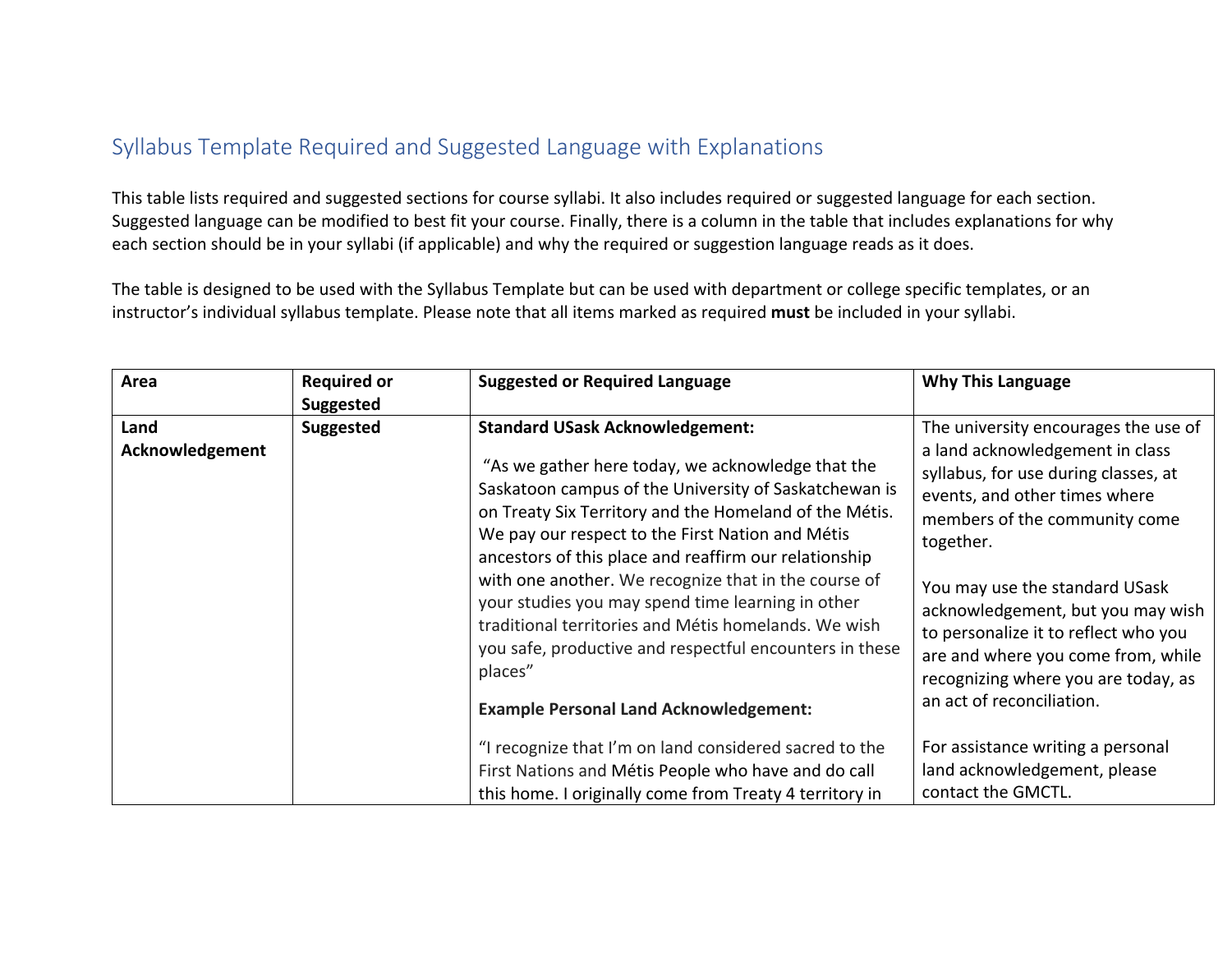## Syllabus Template Required and Suggested Language with Explanations

This table lists required and suggested sections for course syllabi. It also includes required or suggested language for each section. Suggested language can be modified to best fit your course. Finally, there is a column in the table that includes explanations for why each section should be in your syllabi (if applicable) and why the required or suggestion language reads as it does.

The table is designed to be used with the Syllabus Template but can be used with department or college specific templates, or an instructor's individual syllabus template. Please note that all items marked as required **must** be included in your syllabi.

| Area | Required or Suggested | Suggested or Required Language | Why This Language |
|---|---|---|---|
| **Land Acknowledgement** | **Suggested** | **Standard USask Acknowledgement:**<br><br>"As we gather here today, we acknowledge that the Saskatoon campus of the University of Saskatchewan is on Treaty Six Territory and the Homeland of the Métis. We pay our respect to the First Nation and Métis ancestors of this place and reaffirm our relationship with one another. We recognize that in the course of your studies you may spend time learning in other traditional territories and Métis homelands. We wish you safe, productive and respectful encounters in these places"<br><br>**Example Personal Land Acknowledgement:**<br><br>"I recognize that I'm on land considered sacred to the First Nations and Métis People who have and do call this home. I originally come from Treaty 4 territory in | The university encourages the use of a land acknowledgement in class syllabus, for use during classes, at events, and other times where members of the community come together.<br><br>You may use the standard USask acknowledgement, but you may wish to personalize it to reflect who you are and where you come from, while recognizing where you are today, as an act of reconciliation.<br><br>For assistance writing a personal land acknowledgement, please contact the GMCTL. |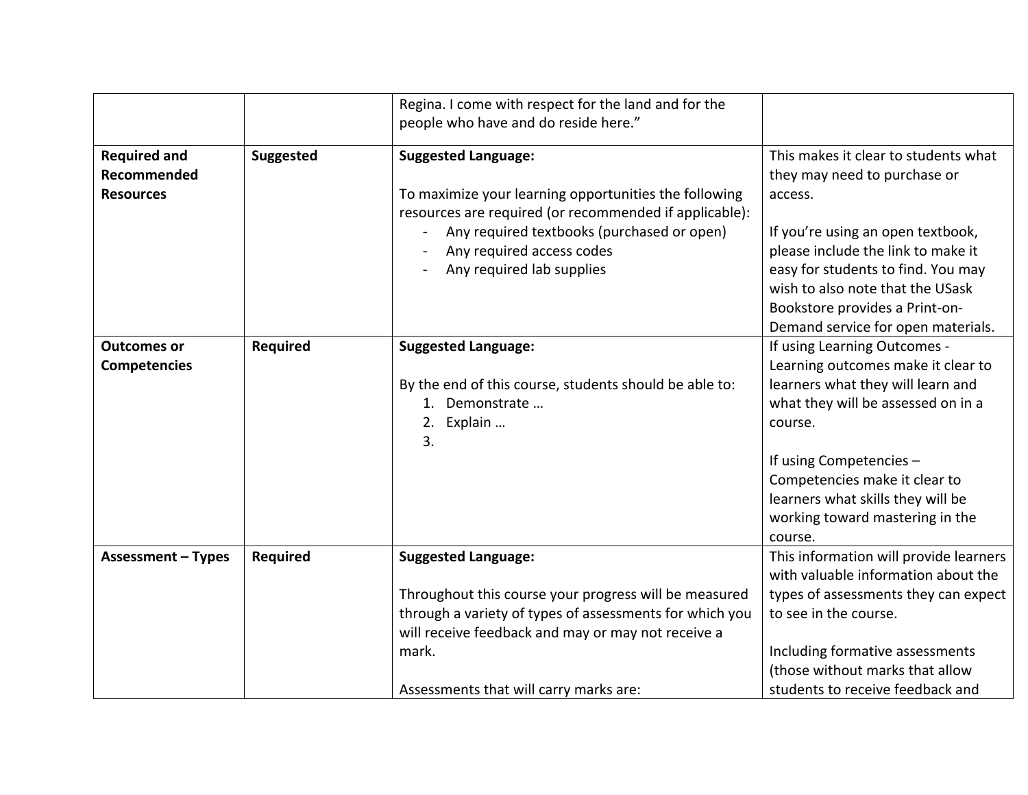| | | | |
|---|---|---|---|
| | | Regina. I come with respect for the land and for the people who have and do reside here." | |
| **Required and Recommended Resources** | **Suggested** | **Suggested Language:**<br><br>To maximize your learning opportunities the following resources are required (or recommended if applicable):<br>- Any required textbooks (purchased or open)<br>- Any required access codes<br>- Any required lab supplies | This makes it clear to students what they may need to purchase or access.<br><br>If you're using an open textbook, please include the link to make it easy for students to find. You may wish to also note that the USask Bookstore provides a Print-on-Demand service for open materials. |
| **Outcomes or Competencies** | **Required** | **Suggested Language:**<br><br>By the end of this course, students should be able to:<br>1. Demonstrate …<br>2. Explain …<br>3. | If using Learning Outcomes - Learning outcomes make it clear to learners what they will learn and what they will be assessed on in a course.<br><br>If using Competencies – Competencies make it clear to learners what skills they will be working toward mastering in the course. |
| **Assessment – Types** | **Required** | **Suggested Language:**<br><br>Throughout this course your progress will be measured through a variety of types of assessments for which you will receive feedback and may or may not receive a mark.<br><br>Assessments that will carry marks are: | This information will provide learners with valuable information about the types of assessments they can expect to see in the course.<br><br>Including formative assessments (those without marks that allow students to receive feedback and |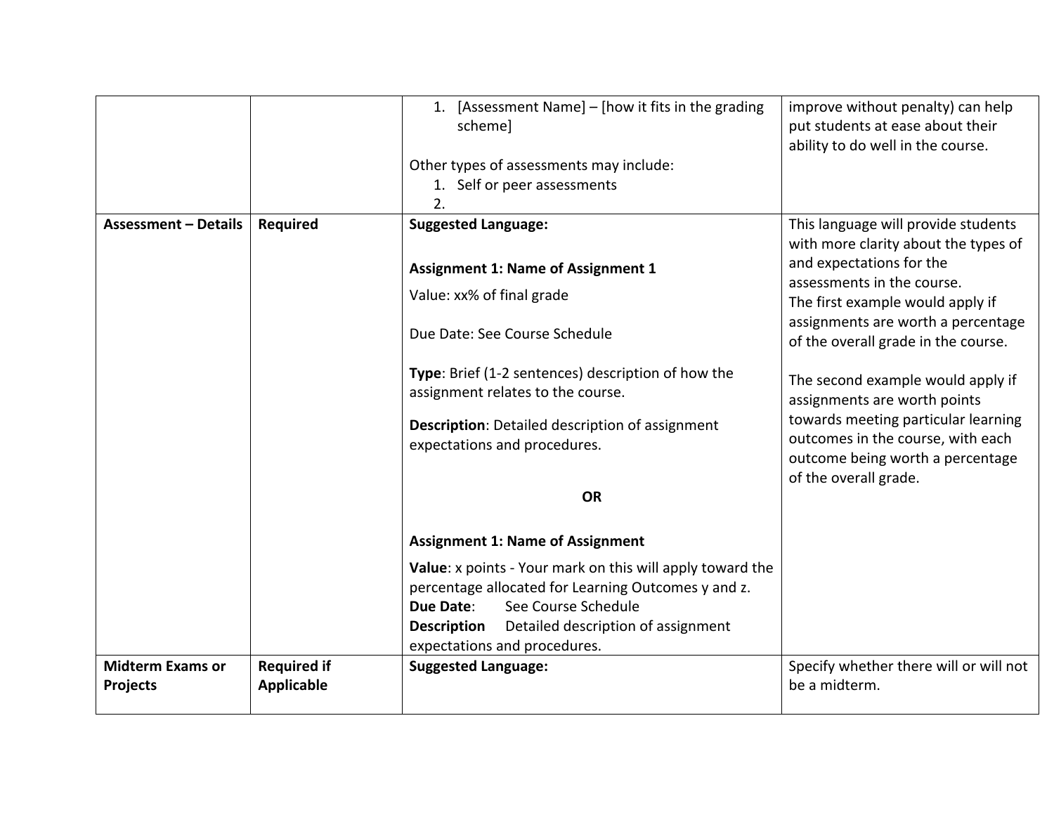| | | | |
|---|---|---|---|
| | | 1. [Assessment Name] – [how it fits in the grading scheme]<br><br>Other types of assessments may include:<br>1. Self or peer assessments<br>2. | improve without penalty) can help put students at ease about their ability to do well in the course. |
| **Assessment – Details** | **Required** | **Suggested Language:**<br><br>**Assignment 1: Name of Assignment 1**<br>Value: xx% of final grade<br><br>Due Date: See Course Schedule<br><br>**Type**: Brief (1-2 sentences) description of how the assignment relates to the course.<br><br>**Description**: Detailed description of assignment expectations and procedures.<br><br>**OR**<br><br>**Assignment 1: Name of Assignment**<br>**Value**: x points - Your mark on this will apply toward the percentage allocated for Learning Outcomes y and z.<br>**Due Date**: See Course Schedule<br>**Description** Detailed description of assignment expectations and procedures. | This language will provide students with more clarity about the types of and expectations for the assessments in the course.<br>The first example would apply if assignments are worth a percentage of the overall grade in the course.<br><br>The second example would apply if assignments are worth points towards meeting particular learning outcomes in the course, with each outcome being worth a percentage of the overall grade. |
| **Midterm Exams or Projects** | **Required if Applicable** | **Suggested Language:** | Specify whether there will or will not be a midterm. |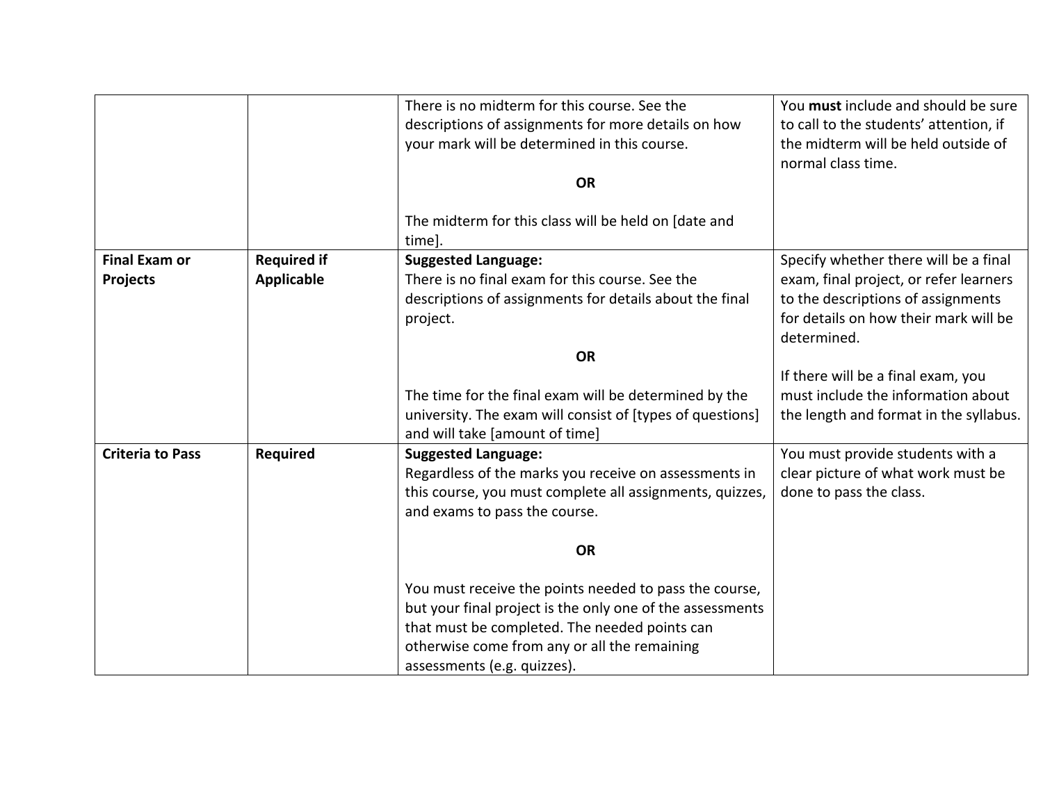| | | | |
|---|---|---|---|
| | | There is no midterm for this course. See the descriptions of assignments for more details on how your mark will be determined in this course.<br><br>**OR**<br><br>The midterm for this class will be held on [date and time]. | You **must** include and should be sure to call to the students' attention, if the midterm will be held outside of normal class time. |
| **Final Exam or Projects** | **Required if Applicable** | **Suggested Language:**<br>There is no final exam for this course. See the descriptions of assignments for details about the final project.<br><br>**OR**<br><br>The time for the final exam will be determined by the university. The exam will consist of [types of questions] and will take [amount of time] | Specify whether there will be a final exam, final project, or refer learners to the descriptions of assignments for details on how their mark will be determined.<br><br>If there will be a final exam, you must include the information about the length and format in the syllabus. |
| **Criteria to Pass** | **Required** | **Suggested Language:**<br>Regardless of the marks you receive on assessments in this course, you must complete all assignments, quizzes, and exams to pass the course.<br><br>**OR**<br><br>You must receive the points needed to pass the course, but your final project is the only one of the assessments that must be completed. The needed points can otherwise come from any or all the remaining assessments (e.g. quizzes). | You must provide students with a clear picture of what work must be done to pass the class. |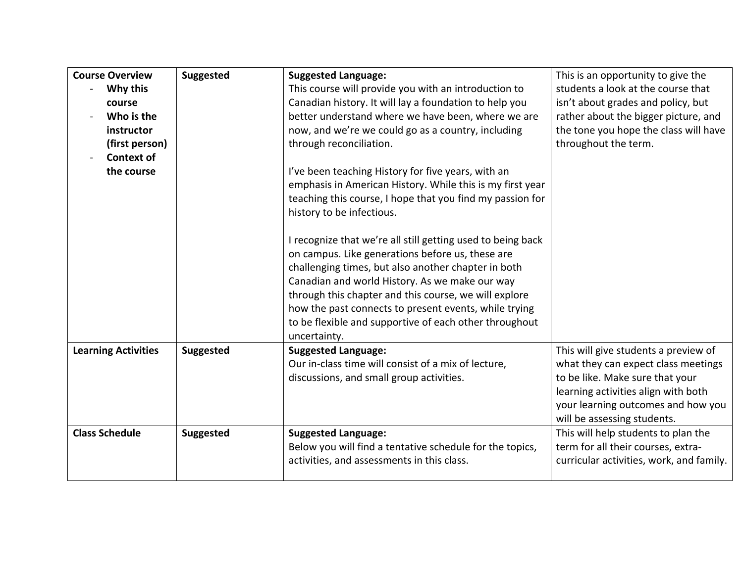| **Course Overview**<br>- **Why this course**<br>- **Who is the instructor (first person)**<br>- **Context of the course** | **Suggested** | **Suggested Language:**<br>This course will provide you with an introduction to Canadian history. It will lay a foundation to help you better understand where we have been, where we are now, and we're we could go as a country, including through reconciliation.<br><br>I've been teaching History for five years, with an emphasis in American History. While this is my first year teaching this course, I hope that you find my passion for history to be infectious.<br><br>I recognize that we're all still getting used to being back on campus. Like generations before us, these are challenging times, but also another chapter in both Canadian and world History. As we make our way through this chapter and this course, we will explore how the past connects to present events, while trying to be flexible and supportive of each other throughout uncertainty. | This is an opportunity to give the students a look at the course that isn't about grades and policy, but rather about the bigger picture, and the tone you hope the class will have throughout the term. |
|---|---|---|---|
| **Learning Activities** | **Suggested** | **Suggested Language:**<br>Our in-class time will consist of a mix of lecture, discussions, and small group activities. | This will give students a preview of what they can expect class meetings to be like. Make sure that your learning activities align with both your learning outcomes and how you will be assessing students. |
| **Class Schedule** | **Suggested** | **Suggested Language:**<br>Below you will find a tentative schedule for the topics, activities, and assessments in this class. | This will help students to plan the term for all their courses, extra-curricular activities, work, and family. |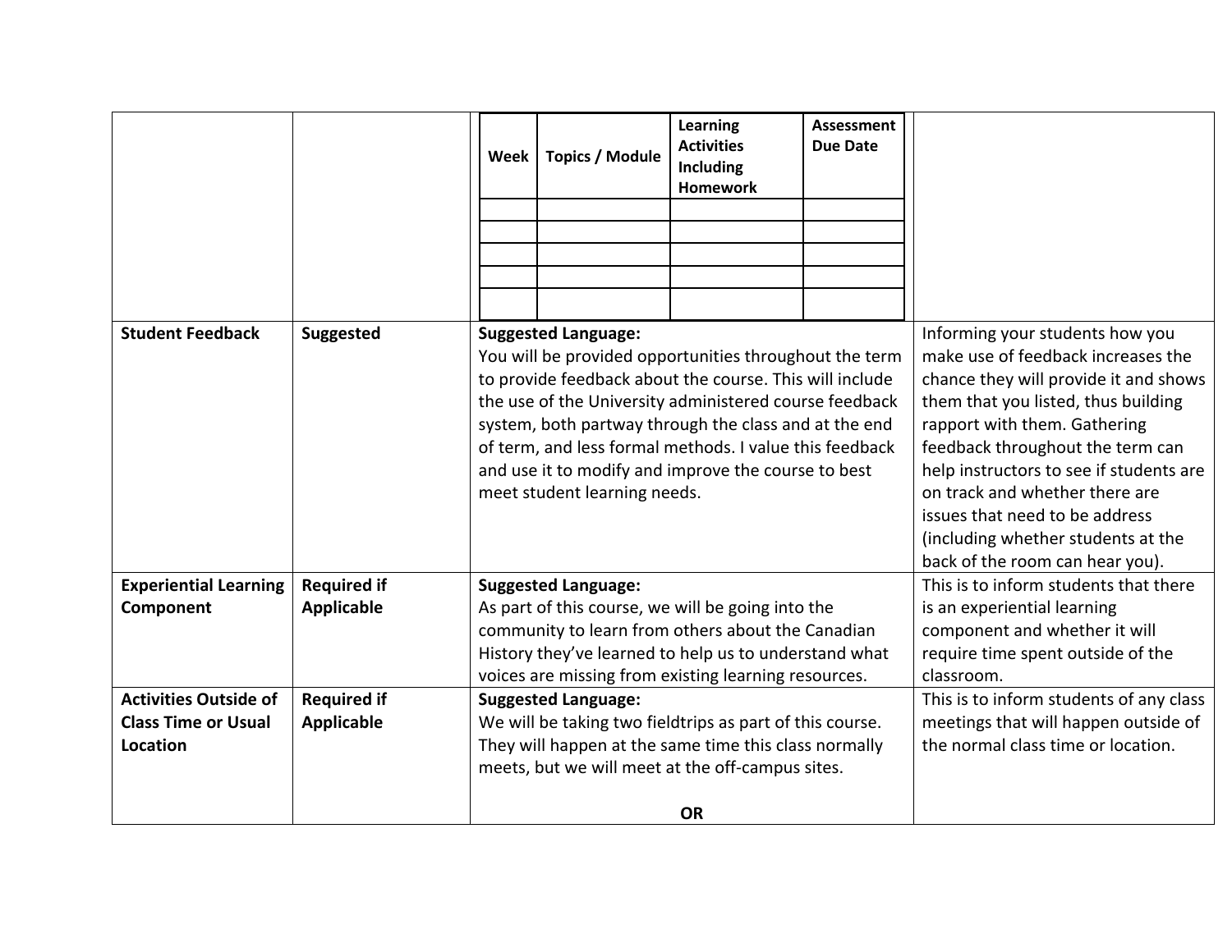| | | | |
|---|---|---|---|
| | | <table><tr><th>Week</th><th>Topics / Module</th><th>Learning Activities Including Homework</th><th>Assessment Due Date</th></tr><tr><td></td><td></td><td></td><td></td></tr><tr><td></td><td></td><td></td><td></td></tr><tr><td></td><td></td><td></td><td></td></tr><tr><td></td><td></td><td></td><td></td></tr><tr><td></td><td></td><td></td><td></td></tr></table> | |
| **Student Feedback** | **Suggested** | **Suggested Language:**<br>You will be provided opportunities throughout the term to provide feedback about the course. This will include the use of the University administered course feedback system, both partway through the class and at the end of term, and less formal methods. I value this feedback and use it to modify and improve the course to best meet student learning needs. | Informing your students how you make use of feedback increases the chance they will provide it and shows them that you listed, thus building rapport with them. Gathering feedback throughout the term can help instructors to see if students are on track and whether there are issues that need to be address (including whether students at the back of the room can hear you). |
| **Experiential Learning Component** | **Required if Applicable** | **Suggested Language:**<br>As part of this course, we will be going into the community to learn from others about the Canadian History they've learned to help us to understand what voices are missing from existing learning resources. | This is to inform students that there is an experiential learning component and whether it will require time spent outside of the classroom. |
| **Activities Outside of Class Time or Usual Location** | **Required if Applicable** | **Suggested Language:**<br>We will be taking two fieldtrips as part of this course. They will happen at the same time this class normally meets, but we will meet at the off-campus sites.<br><br>**OR** | This is to inform students of any class meetings that will happen outside of the normal class time or location. |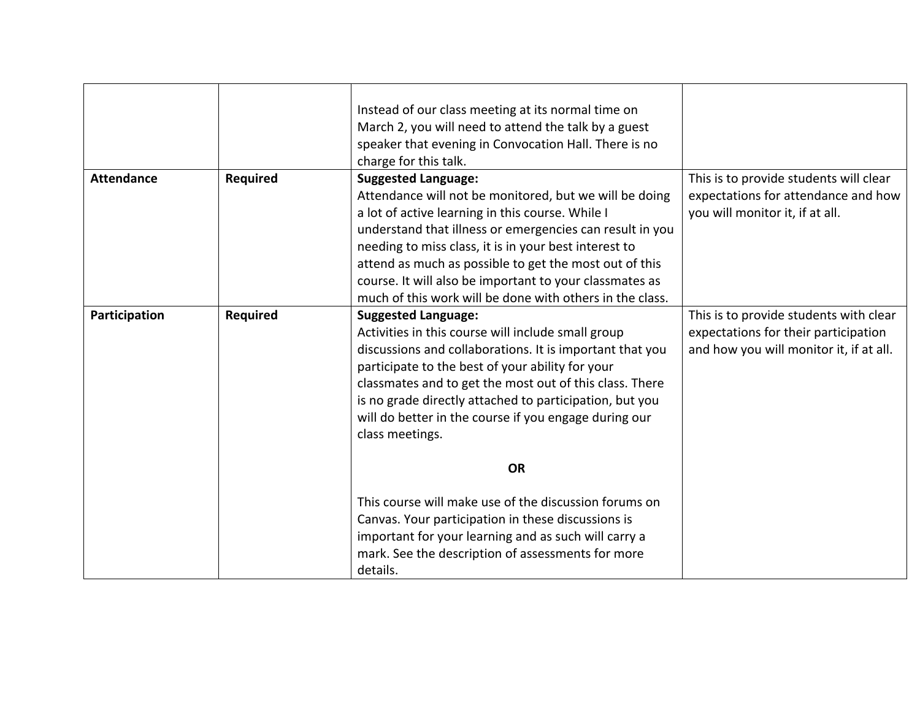| | | | |
|---|---|---|---|
| | | Instead of our class meeting at its normal time on March 2, you will need to attend the talk by a guest speaker that evening in Convocation Hall. There is no charge for this talk. | |
| **Attendance** | **Required** | **Suggested Language:**<br>Attendance will not be monitored, but we will be doing a lot of active learning in this course. While I understand that illness or emergencies can result in you needing to miss class, it is in your best interest to attend as much as possible to get the most out of this course. It will also be important to your classmates as much of this work will be done with others in the class. | This is to provide students will clear expectations for attendance and how you will monitor it, if at all. |
| **Participation** | **Required** | **Suggested Language:**<br>Activities in this course will include small group discussions and collaborations. It is important that you participate to the best of your ability for your classmates and to get the most out of this class. There is no grade directly attached to participation, but you will do better in the course if you engage during our class meetings.<br><br>**OR**<br><br>This course will make use of the discussion forums on Canvas. Your participation in these discussions is important for your learning and as such will carry a mark. See the description of assessments for more details. | This is to provide students with clear expectations for their participation and how you will monitor it, if at all. |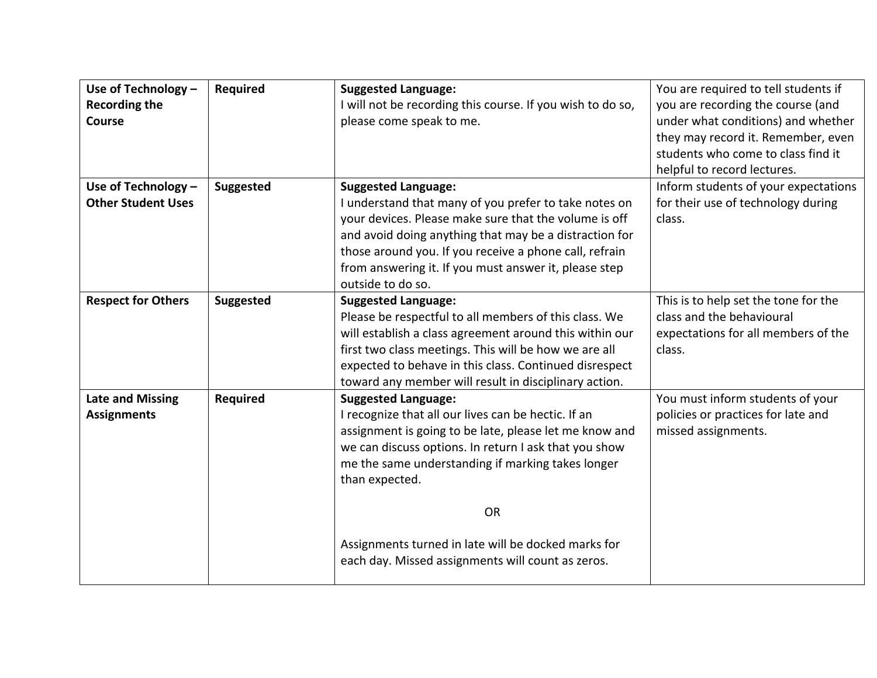| **Use of Technology – Recording the Course** | **Required** | **Suggested Language:**<br>I will not be recording this course. If you wish to do so, please come speak to me. | You are required to tell students if you are recording the course (and under what conditions) and whether they may record it. Remember, even students who come to class find it helpful to record lectures. |
|---|---|---|---|
| **Use of Technology – Other Student Uses** | **Suggested** | **Suggested Language:**<br>I understand that many of you prefer to take notes on your devices. Please make sure that the volume is off and avoid doing anything that may be a distraction for those around you. If you receive a phone call, refrain from answering it. If you must answer it, please step outside to do so. | Inform students of your expectations for their use of technology during class. |
| **Respect for Others** | **Suggested** | **Suggested Language:**<br>Please be respectful to all members of this class. We will establish a class agreement around this within our first two class meetings. This will be how we are all expected to behave in this class. Continued disrespect toward any member will result in disciplinary action. | This is to help set the tone for the class and the behavioural expectations for all members of the class. |
| **Late and Missing Assignments** | **Required** | **Suggested Language:**<br>I recognize that all our lives can be hectic. If an assignment is going to be late, please let me know and we can discuss options. In return I ask that you show me the same understanding if marking takes longer than expected.<br><br>OR<br><br>Assignments turned in late will be docked marks for each day. Missed assignments will count as zeros. | You must inform students of your policies or practices for late and missed assignments. |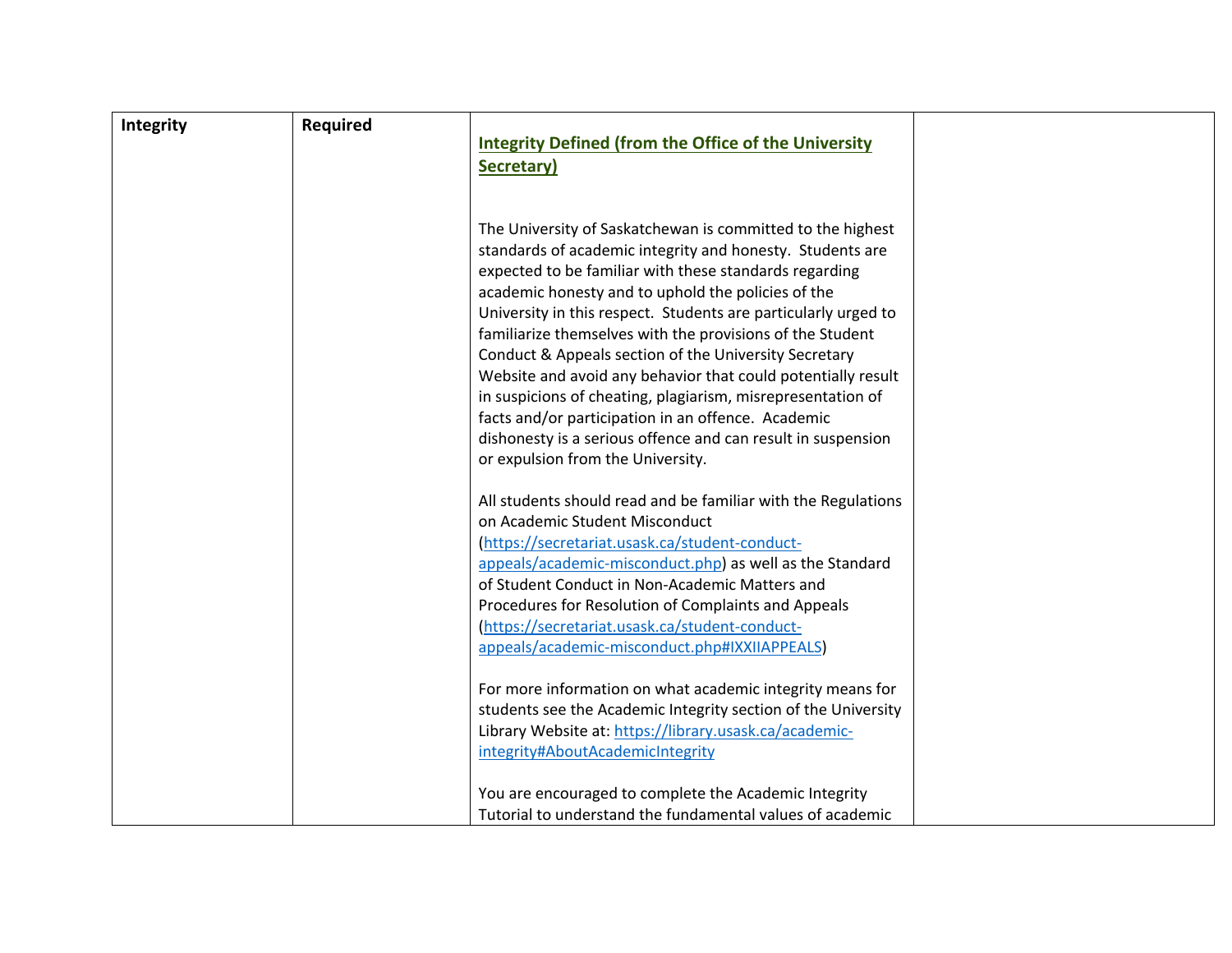| Integrity | Required | **Integrity Defined (from the Office of the University Secretary)**<br><br>The University of Saskatchewan is committed to the highest standards of academic integrity and honesty. Students are expected to be familiar with these standards regarding academic honesty and to uphold the policies of the University in this respect. Students are particularly urged to familiarize themselves with the provisions of the Student Conduct & Appeals section of the University Secretary Website and avoid any behavior that could potentially result in suspicions of cheating, plagiarism, misrepresentation of facts and/or participation in an offence. Academic dishonesty is a serious offence and can result in suspension or expulsion from the University.<br><br>All students should read and be familiar with the Regulations on Academic Student Misconduct (https://secretariat.usask.ca/student-conduct-appeals/academic-misconduct.php) as well as the Standard of Student Conduct in Non-Academic Matters and Procedures for Resolution of Complaints and Appeals (https://secretariat.usask.ca/student-conduct-appeals/academic-misconduct.php#IXXIIAPPEALS)<br><br>For more information on what academic integrity means for students see the Academic Integrity section of the University Library Website at: https://library.usask.ca/academic-integrity#AboutAcademicIntegrity<br><br>You are encouraged to complete the Academic Integrity Tutorial to understand the fundamental values of academic | |
|---|---|---|---|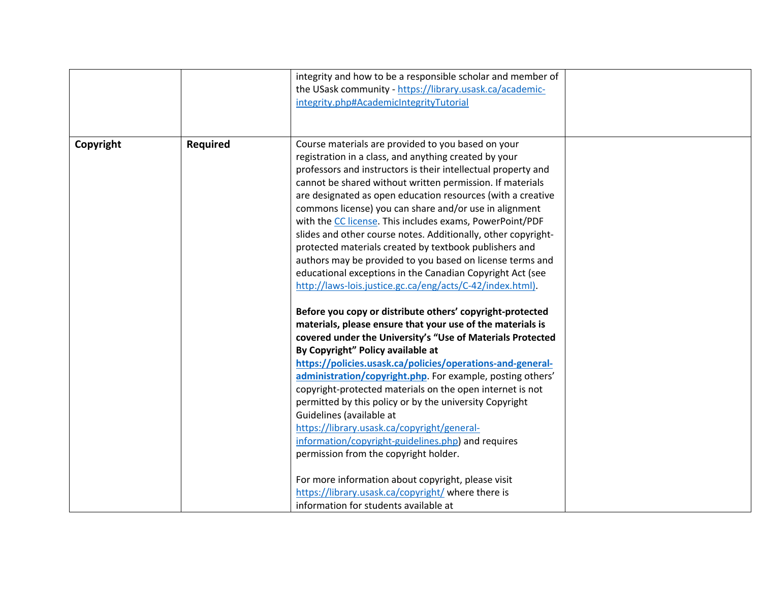| | | | |
|---|---|---|---|
| | | integrity and how to be a responsible scholar and member of the USask community - https://library.usask.ca/academic-integrity.php#AcademicIntegrityTutorial | |
| **Copyright** | **Required** | Course materials are provided to you based on your registration in a class, and anything created by your professors and instructors is their intellectual property and cannot be shared without written permission. If materials are designated as open education resources (with a creative commons license) you can share and/or use in alignment with the CC license. This includes exams, PowerPoint/PDF slides and other course notes. Additionally, other copyright-protected materials created by textbook publishers and authors may be provided to you based on license terms and educational exceptions in the Canadian Copyright Act (see http://laws-lois.justice.gc.ca/eng/acts/C-42/index.html).<br><br>**Before you copy or distribute others' copyright-protected materials, please ensure that your use of the materials is covered under the University's "Use of Materials Protected By Copyright" Policy available at https://policies.usask.ca/policies/operations-and-general-administration/copyright.php**. For example, posting others' copyright-protected materials on the open internet is not permitted by this policy or by the university Copyright Guidelines (available at https://library.usask.ca/copyright/general-information/copyright-guidelines.php) and requires permission from the copyright holder.<br><br>For more information about copyright, please visit https://library.usask.ca/copyright/ where there is information for students available at | |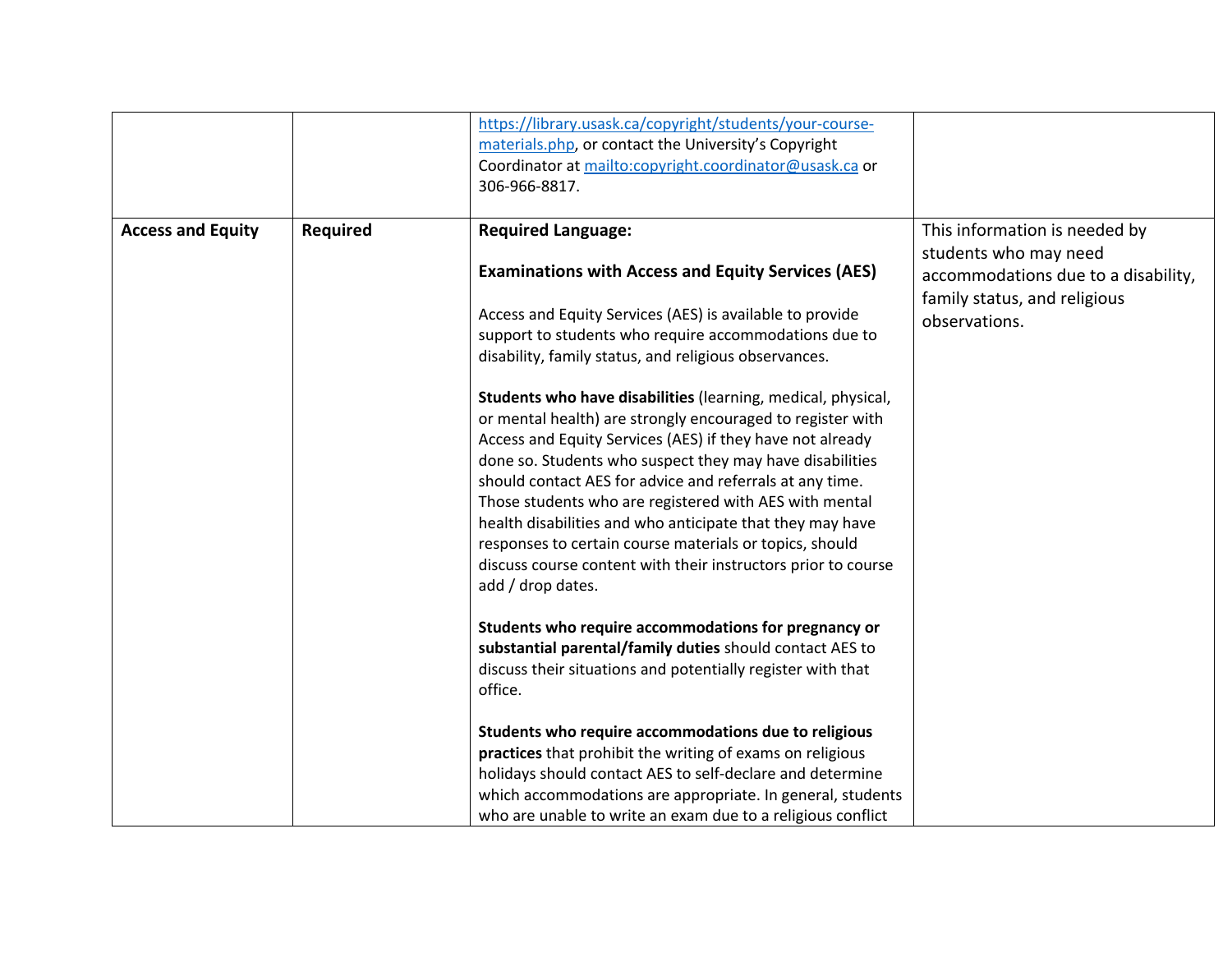| | | | |
|---|---|---|---|
| | | https://library.usask.ca/copyright/students/your-course-materials.php, or contact the University's Copyright Coordinator at mailto:copyright.coordinator@usask.ca or 306-966-8817. | |
| **Access and Equity** | **Required** | **Required Language:**<br><br>**Examinations with Access and Equity Services (AES)**<br><br>Access and Equity Services (AES) is available to provide support to students who require accommodations due to disability, family status, and religious observances.<br><br>**Students who have disabilities** (learning, medical, physical, or mental health) are strongly encouraged to register with Access and Equity Services (AES) if they have not already done so. Students who suspect they may have disabilities should contact AES for advice and referrals at any time. Those students who are registered with AES with mental health disabilities and who anticipate that they may have responses to certain course materials or topics, should discuss course content with their instructors prior to course add / drop dates.<br><br>**Students who require accommodations for pregnancy or substantial parental/family duties** should contact AES to discuss their situations and potentially register with that office.<br><br>**Students who require accommodations due to religious practices** that prohibit the writing of exams on religious holidays should contact AES to self-declare and determine which accommodations are appropriate. In general, students who are unable to write an exam due to a religious conflict | This information is needed by students who may need accommodations due to a disability, family status, and religious observations. |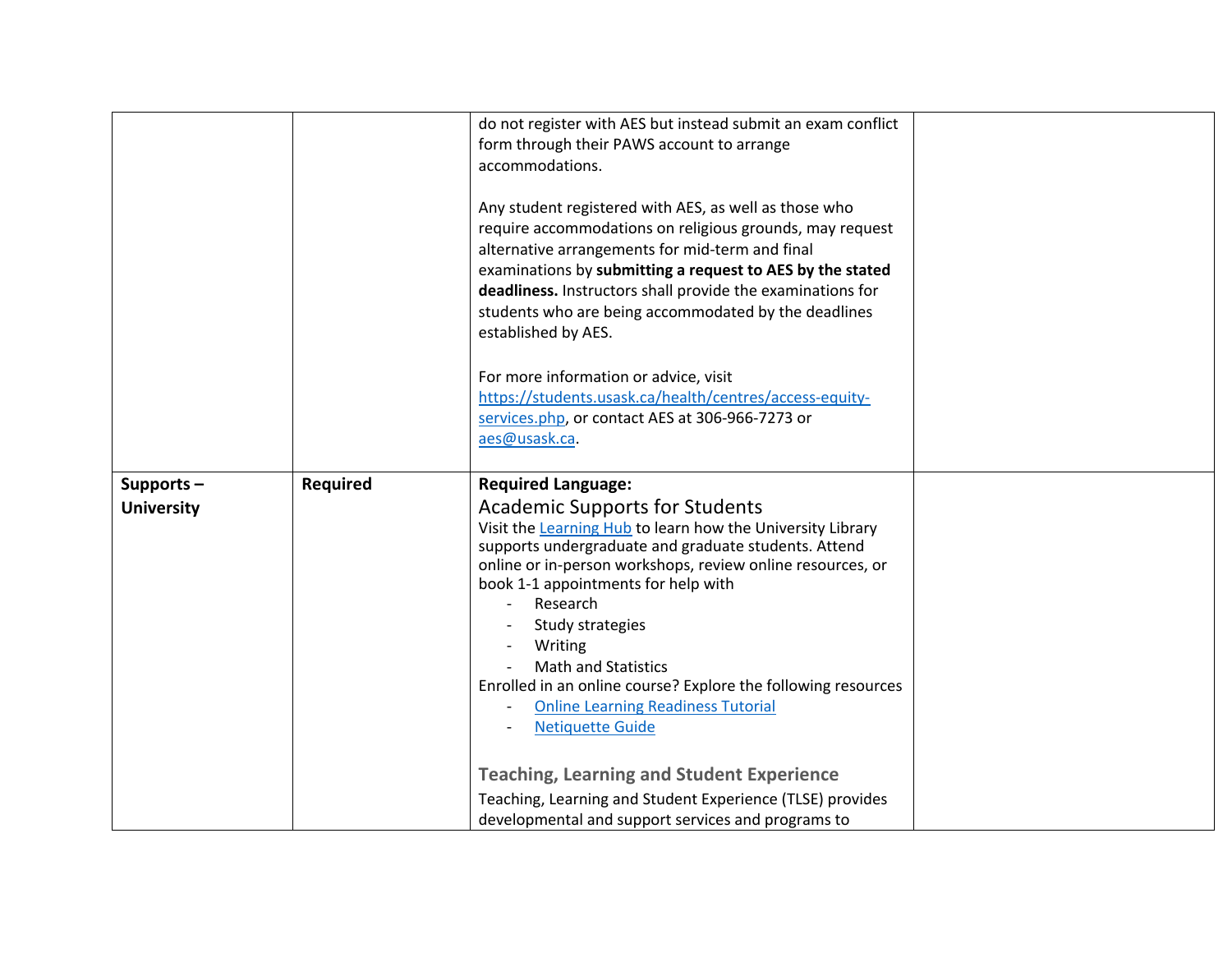| | | | |
|---|---|---|---|
| | | do not register with AES but instead submit an exam conflict form through their PAWS account to arrange accommodations.<br><br>Any student registered with AES, as well as those who require accommodations on religious grounds, may request alternative arrangements for mid-term and final examinations by **submitting a request to AES by the stated deadliness.** Instructors shall provide the examinations for students who are being accommodated by the deadlines established by AES.<br><br>For more information or advice, visit [https://students.usask.ca/health/centres/access-equity-services.php](https://students.usask.ca/health/centres/access-equity-services.php), or contact AES at 306-966-7273 or [aes@usask.ca](mailto:aes@usask.ca). | |
| **Supports – University** | **Required** | **Required Language:**<br>Academic Supports for Students<br>Visit the [Learning Hub]() to learn how the University Library supports undergraduate and graduate students. Attend online or in-person workshops, review online resources, or book 1-1 appointments for help with<br>- Research<br>- Study strategies<br>- Writing<br>- Math and Statistics<br>Enrolled in an online course? Explore the following resources<br>- [Online Learning Readiness Tutorial]()<br>- [Netiquette Guide]()<br><br>**Teaching, Learning and Student Experience**<br>Teaching, Learning and Student Experience (TLSE) provides developmental and support services and programs to | |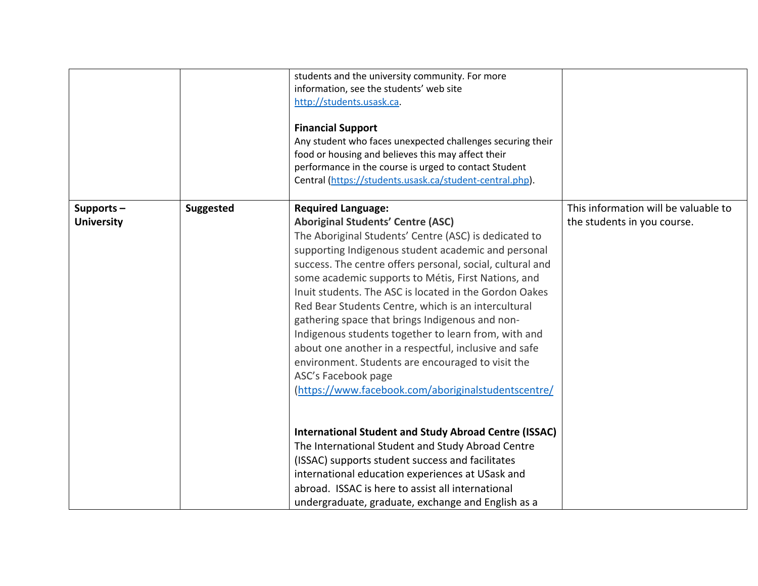| | | | |
|---|---|---|---|
| | | students and the university community. For more information, see the students' web site http://students.usask.ca.<br><br>**Financial Support**<br>Any student who faces unexpected challenges securing their food or housing and believes this may affect their performance in the course is urged to contact Student Central (https://students.usask.ca/student-central.php). | |
| **Supports – University** | **Suggested** | **Required Language:**<br>**Aboriginal Students' Centre (ASC)**<br>The Aboriginal Students' Centre (ASC) is dedicated to supporting Indigenous student academic and personal success. The centre offers personal, social, cultural and some academic supports to Métis, First Nations, and Inuit students. The ASC is located in the Gordon Oakes Red Bear Students Centre, which is an intercultural gathering space that brings Indigenous and non-Indigenous students together to learn from, with and about one another in a respectful, inclusive and safe environment. Students are encouraged to visit the ASC's Facebook page (https://www.facebook.com/aboriginalstudentscentre/<br><br>**International Student and Study Abroad Centre (ISSAC)**<br>The International Student and Study Abroad Centre (ISSAC) supports student success and facilitates international education experiences at USask and abroad. ISSAC is here to assist all international undergraduate, graduate, exchange and English as a | This information will be valuable to the students in you course. |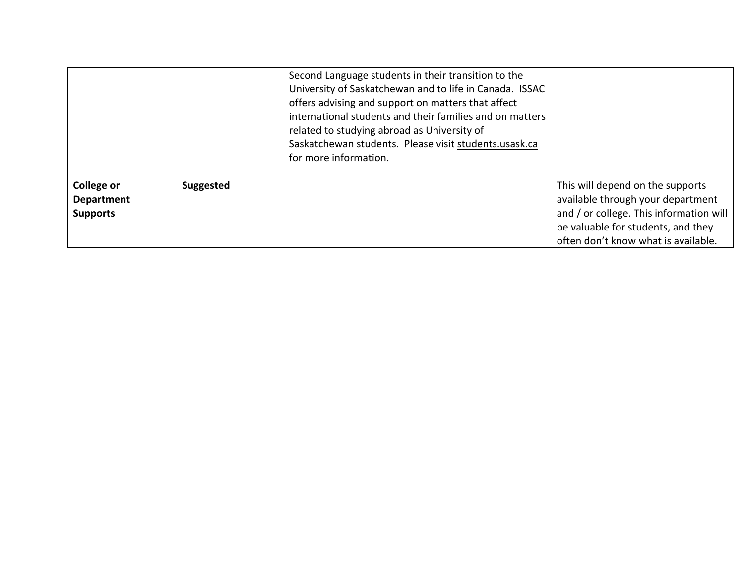| | | | |
|---|---|---|---|
| | | Second Language students in their transition to the University of Saskatchewan and to life in Canada. ISSAC offers advising and support on matters that affect international students and their families and on matters related to studying abroad as University of Saskatchewan students. Please visit students.usask.ca for more information. | |
| **College or Department Supports** | **Suggested** | | This will depend on the supports available through your department and / or college. This information will be valuable for students, and they often don't know what is available. |